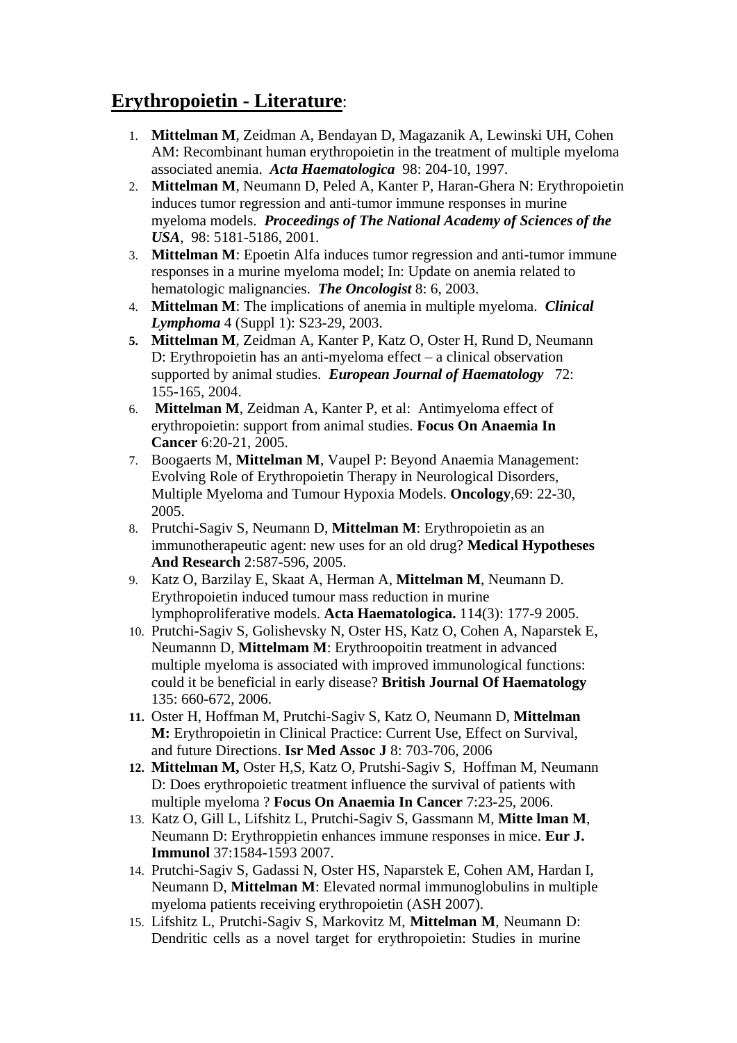# **Erythropoietin - Literature**:

1. **Mittelman M**, Zeidman A, Bendayan D, Magazanik A, Lewinski UH, Cohen AM: Recombinant human erythropoietin in the treatment of multiple myeloma associated anemia. ***Acta Haematologica*** 98: 204-10, 1997.
2. **Mittelman M**, Neumann D, Peled A, Kanter P, Haran-Ghera N: Erythropoietin induces tumor regression and anti-tumor immune responses in murine myeloma models. ***Proceedings of The National Academy of Sciences of the USA***, 98: 5181-5186, 2001.
3. **Mittelman M**: Epoetin Alfa induces tumor regression and anti-tumor immune responses in a murine myeloma model; In: Update on anemia related to hematologic malignancies. ***The Oncologist*** 8: 6, 2003.
4. **Mittelman M**: The implications of anemia in multiple myeloma. ***Clinical Lymphoma*** 4 (Suppl 1): S23-29, 2003.
5. **Mittelman M**, Zeidman A, Kanter P, Katz O, Oster H, Rund D, Neumann D: Erythropoietin has an anti-myeloma effect – a clinical observation supported by animal studies. ***European Journal of Haematology*** 72: 155-165, 2004.
6. **Mittelman M**, Zeidman A, Kanter P, et al: Antimyeloma effect of erythropoietin: support from animal studies. **Focus On Anaemia In Cancer** 6:20-21, 2005.
7. Boogaerts M, **Mittelman M**, Vaupel P: Beyond Anaemia Management: Evolving Role of Erythropoietin Therapy in Neurological Disorders, Multiple Myeloma and Tumour Hypoxia Models. **Oncology**,69: 22-30, 2005.
8. Prutchi-Sagiv S, Neumann D, **Mittelman M**: Erythropoietin as an immunotherapeutic agent: new uses for an old drug? **Medical Hypotheses And Research** 2:587-596, 2005.
9. Katz O, Barzilay E, Skaat A, Herman A, **Mittelman M**, Neumann D. Erythropoietin induced tumour mass reduction in murine lymphoproliferative models. **Acta Haematologica.** 114(3): 177-9 2005.
10. Prutchi-Sagiv S, Golishevsky N, Oster HS, Katz O, Cohen A, Naparstek E, Neumannn D, **Mittelmam M**: Erythroopoitin treatment in advanced multiple myeloma is associated with improved immunological functions: could it be beneficial in early disease? **British Journal Of Haematology** 135: 660-672, 2006.
11. Oster H, Hoffman M, Prutchi-Sagiv S, Katz O, Neumann D, **Mittelman M:** Erythropoietin in Clinical Practice: Current Use, Effect on Survival, and future Directions. **Isr Med Assoc J** 8: 703-706, 2006
12. **Mittelman M,** Oster H,S, Katz O, Prutshi-Sagiv S, Hoffman M, Neumann D: Does erythropoietic treatment influence the survival of patients with multiple myeloma ? **Focus On Anaemia In Cancer** 7:23-25, 2006.
13. Katz O, Gill L, Lifshitz L, Prutchi-Sagiv S, Gassmann M, **Mitte lman M**, Neumann D: Erythroppietin enhances immune responses in mice. **Eur J. Immunol** 37:1584-1593 2007.
14. Prutchi-Sagiv S, Gadassi N, Oster HS, Naparstek E, Cohen AM, Hardan I, Neumann D, **Mittelman M**: Elevated normal immunoglobulins in multiple myeloma patients receiving erythropoietin (ASH 2007).
15. Lifshitz L, Prutchi-Sagiv S, Markovitz M, **Mittelman M**, Neumann D: Dendritic cells as a novel target for erythropoietin: Studies in murine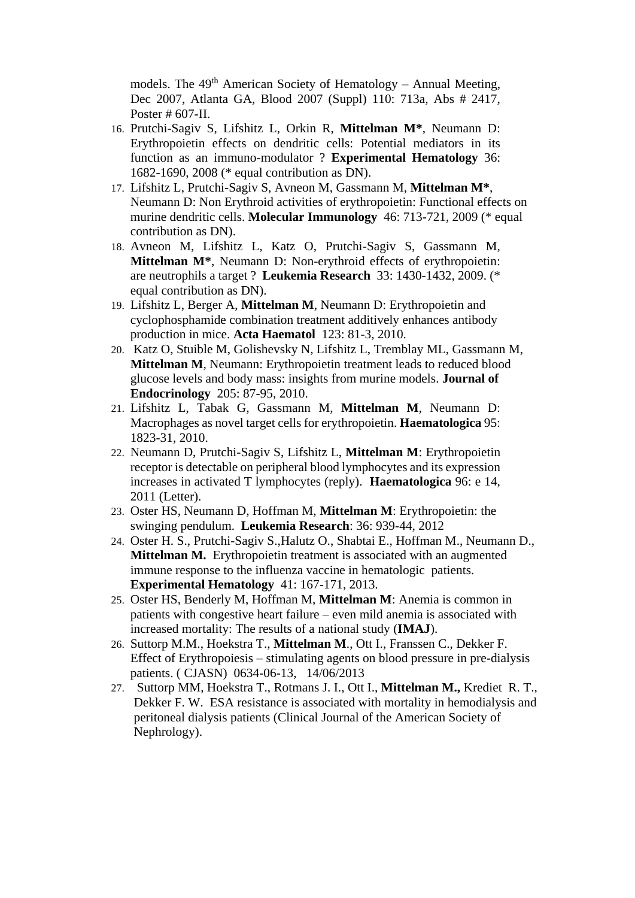models. The 49th American Society of Hematology – Annual Meeting, Dec 2007, Atlanta GA, Blood 2007 (Suppl) 110: 713a, Abs # 2417, Poster # 607-II.

16. Prutchi-Sagiv S, Lifshitz L, Orkin R, **Mittelman M***, Neumann D: Erythropoietin effects on dendritic cells: Potential mediators in its function as an immuno-modulator ? **Experimental Hematology** 36: 1682-1690, 2008 (* equal contribution as DN).
17. Lifshitz L, Prutchi-Sagiv S, Avneon M, Gassmann M, **Mittelman M***, Neumann D: Non Erythroid activities of erythropoietin: Functional effects on murine dendritic cells. **Molecular Immunology** 46: 713-721, 2009 (* equal contribution as DN).
18. Avneon M, Lifshitz L, Katz O, Prutchi-Sagiv S, Gassmann M, **Mittelman M***, Neumann D: Non-erythroid effects of erythropoietin: are neutrophils a target ? **Leukemia Research** 33: 1430-1432, 2009. (* equal contribution as DN).
19. Lifshitz L, Berger A, **Mittelman M**, Neumann D: Erythropoietin and cyclophosphamide combination treatment additively enhances antibody production in mice. **Acta Haematol** 123: 81-3, 2010.
20. Katz O, Stuible M, Golishevsky N, Lifshitz L, Tremblay ML, Gassmann M, **Mittelman M**, Neumann: Erythropoietin treatment leads to reduced blood glucose levels and body mass: insights from murine models. **Journal of Endocrinology** 205: 87-95, 2010.
21. Lifshitz L, Tabak G, Gassmann M, **Mittelman M**, Neumann D: Macrophages as novel target cells for erythropoietin. **Haematologica** 95: 1823-31, 2010.
22. Neumann D, Prutchi-Sagiv S, Lifshitz L, **Mittelman M**: Erythropoietin receptor is detectable on peripheral blood lymphocytes and its expression increases in activated T lymphocytes (reply). **Haematologica** 96: e 14, 2011 (Letter).
23. Oster HS, Neumann D, Hoffman M, **Mittelman M**: Erythropoietin: the swinging pendulum. **Leukemia Research**: 36: 939-44, 2012
24. Oster H. S., Prutchi-Sagiv S.,Halutz O., Shabtai E., Hoffman M., Neumann D., **Mittelman M.** Erythropoietin treatment is associated with an augmented immune response to the influenza vaccine in hematologic patients. **Experimental Hematology** 41: 167-171, 2013.
25. Oster HS, Benderly M, Hoffman M, **Mittelman M**: Anemia is common in patients with congestive heart failure – even mild anemia is associated with increased mortality: The results of a national study (**IMAJ**).
26. Suttorp M.M., Hoekstra T., **Mittelman M**., Ott I., Franssen C., Dekker F. Effect of Erythropoiesis – stimulating agents on blood pressure in pre-dialysis patients. ( CJASN) 0634-06-13, 14/06/2013
27. Suttorp MM, Hoekstra T., Rotmans J. I., Ott I., **Mittelman M.,** Krediet R. T., Dekker F. W. ESA resistance is associated with mortality in hemodialysis and peritoneal dialysis patients (Clinical Journal of the American Society of Nephrology).